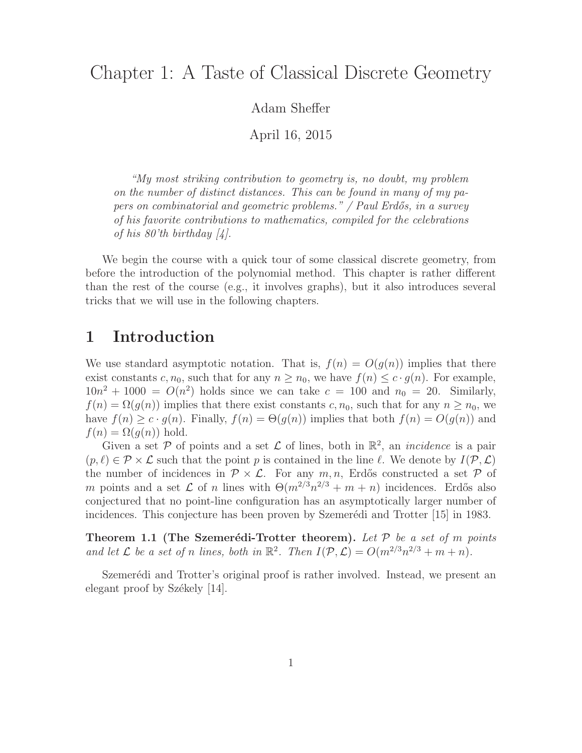# Chapter 1: A Taste of Classical Discrete Geometry

Adam Sheffer

April 16, 2015

> *"My most striking contribution to geometry is, no doubt, my problem on the number of distinct distances. This can be found in many of my papers on combinatorial and geometric problems." / Paul Erdős, in a survey of his favorite contributions to mathematics, compiled for the celebrations of his 80'th birthday [4].*

We begin the course with a quick tour of some classical discrete geometry, from before the introduction of the polynomial method. This chapter is rather different than the rest of the course (e.g., it involves graphs), but it also introduces several tricks that we will use in the following chapters.

## 1 Introduction

We use standard asymptotic notation. That is, $f(n) = O(g(n))$ implies that there exist constants $c, n_0$, such that for any $n \geq n_0$, we have $f(n) \leq c \cdot g(n)$. For example, $10n^2 + 1000 = O(n^2)$ holds since we can take $c = 100$ and $n_0 = 20$. Similarly, $f(n) = \Omega(g(n))$ implies that there exist constants $c, n_0$, such that for any $n \geq n_0$, we have $f(n) \geq c \cdot g(n)$. Finally, $f(n) = \Theta(g(n))$ implies that both $f(n) = O(g(n))$ and $f(n) = \Omega(g(n))$ hold.

Given a set $\mathcal{P}$ of points and a set $\mathcal{L}$ of lines, both in $\mathbb{R}^2$, an *incidence* is a pair $(p, \ell) \in \mathcal{P} \times \mathcal{L}$ such that the point $p$ is contained in the line $\ell$. We denote by $I(\mathcal{P}, \mathcal{L})$ the number of incidences in $\mathcal{P} \times \mathcal{L}$. For any $m, n$, Erdős constructed a set $\mathcal{P}$ of $m$ points and a set $\mathcal{L}$ of $n$ lines with $\Theta(m^{2/3}n^{2/3} + m + n)$ incidences. Erdős also conjectured that no point-line configuration has an asymptotically larger number of incidences. This conjecture has been proven by Szemerédi and Trotter [15] in 1983.

**Theorem 1.1 (The Szemerédi-Trotter theorem).** *Let $\mathcal{P}$ be a set of $m$ points and let $\mathcal{L}$ be a set of $n$ lines, both in $\mathbb{R}^2$. Then $I(\mathcal{P}, \mathcal{L}) = O(m^{2/3}n^{2/3} + m + n)$.*

Szemerédi and Trotter's original proof is rather involved. Instead, we present an elegant proof by Székely [14].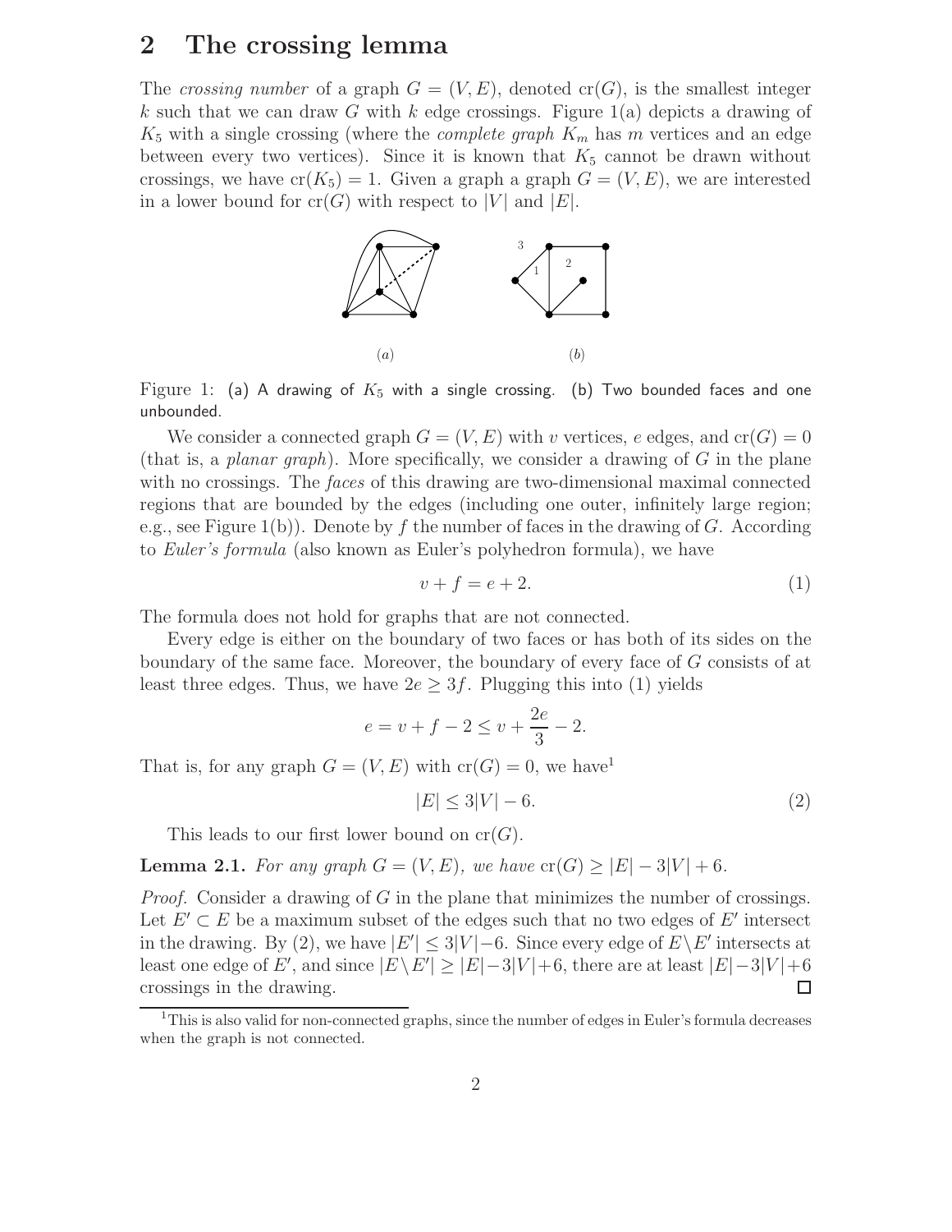## 2 The crossing lemma

The *crossing number* of a graph $G = (V, E)$, denoted $\text{cr}(G)$, is the smallest integer $k$ such that we can draw $G$ with $k$ edge crossings. Figure 1(a) depicts a drawing of $K_5$ with a single crossing (where the *complete graph* $K_m$ has $m$ vertices and an edge between every two vertices). Since it is known that $K_5$ cannot be drawn without crossings, we have $\text{cr}(K_5) = 1$. Given a graph a graph $G = (V, E)$, we are interested in a lower bound for $\text{cr}(G)$ with respect to $|V|$ and $|E|$.

Figure 1: (a) A drawing of $K_5$ with a single crossing. (b) Two bounded faces and one unbounded.

We consider a connected graph $G = (V, E)$ with $v$ vertices, $e$ edges, and $\text{cr}(G) = 0$ (that is, a *planar graph*). More specifically, we consider a drawing of $G$ in the plane with no crossings. The *faces* of this drawing are two-dimensional maximal connected regions that are bounded by the edges (including one outer, infinitely large region; e.g., see Figure 1(b)). Denote by $f$ the number of faces in the drawing of $G$. According to *Euler's formula* (also known as Euler's polyhedron formula), we have

$$v + f = e + 2. \tag{1}$$

The formula does not hold for graphs that are not connected.

Every edge is either on the boundary of two faces or has both of its sides on the boundary of the same face. Moreover, the boundary of every face of $G$ consists of at least three edges. Thus, we have $2e \geq 3f$. Plugging this into (1) yields

$$e = v + f - 2 \leq v + \frac{2e}{3} - 2.$$

That is, for any graph $G = (V, E)$ with $\text{cr}(G) = 0$, we have[1]

$$|E| \leq 3|V| - 6. \tag{2}$$

This leads to our first lower bound on $\text{cr}(G)$.

**Lemma 2.1.** *For any graph $G = (V, E)$, we have $\text{cr}(G) \geq |E| - 3|V| + 6$.*

*Proof.* Consider a drawing of $G$ in the plane that minimizes the number of crossings. Let $E' \subset E$ be a maximum subset of the edges such that no two edges of $E'$ intersect in the drawing. By (2), we have $|E'| \leq 3|V| - 6$. Since every edge of $E \setminus E'$ intersects at least one edge of $E'$, and since $|E \setminus E'| \geq |E| - 3|V| + 6$, there are at least $|E| - 3|V| + 6$ crossings in the drawing. □

[1] This is also valid for non-connected graphs, since the number of edges in Euler's formula decreases when the graph is not connected.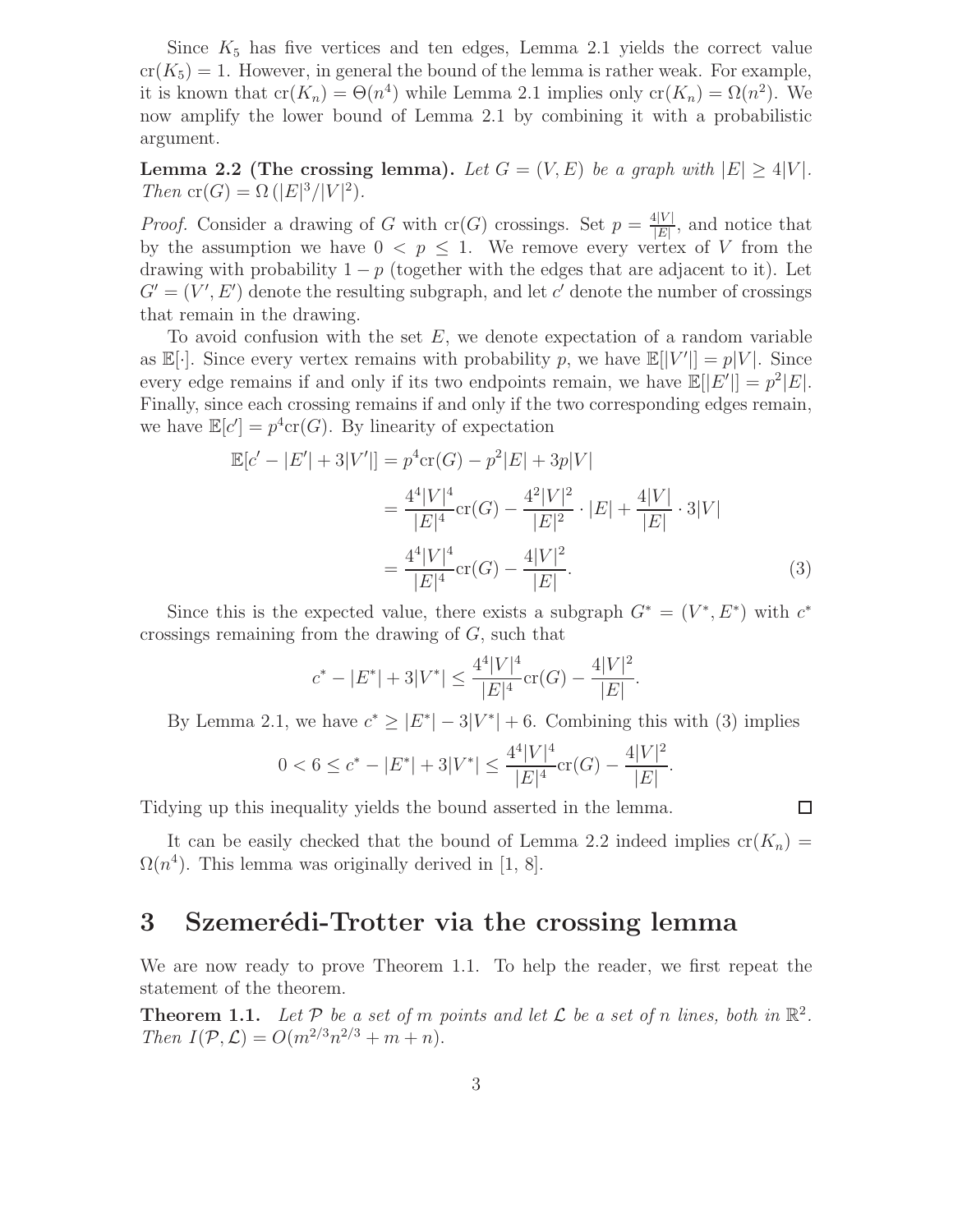Since $K_5$ has five vertices and ten edges, Lemma 2.1 yields the correct value $\text{cr}(K_5) = 1$. However, in general the bound of the lemma is rather weak. For example, it is known that $\text{cr}(K_n) = \Theta(n^4)$ while Lemma 2.1 implies only $\text{cr}(K_n) = \Omega(n^2)$. We now amplify the lower bound of Lemma 2.1 by combining it with a probabilistic argument.

**Lemma 2.2 (The crossing lemma).** *Let $G = (V, E)$ be a graph with $|E| \geq 4|V|$. Then $\text{cr}(G) = \Omega\left(|E|^3/|V|^2\right)$.*

*Proof.* Consider a drawing of $G$ with $\text{cr}(G)$ crossings. Set $p = \frac{4|V|}{|E|}$, and notice that by the assumption we have $0 < p \leq 1$. We remove every vertex of $V$ from the drawing with probability $1 - p$ (together with the edges that are adjacent to it). Let $G' = (V', E')$ denote the resulting subgraph, and let $c'$ denote the number of crossings that remain in the drawing.

To avoid confusion with the set $E$, we denote expectation of a random variable as $\mathbb{E}[\cdot]$. Since every vertex remains with probability $p$, we have $\mathbb{E}[|V'|] = p|V|$. Since every edge remains if and only if its two endpoints remain, we have $\mathbb{E}[|E'|] = p^2|E|$. Finally, since each crossing remains if and only if the two corresponding edges remain, we have $\mathbb{E}[c'] = p^4\text{cr}(G)$. By linearity of expectation

$$
\begin{aligned}
\mathbb{E}[c' - |E'| + 3|V'|] &= p^4\text{cr}(G) - p^2|E| + 3p|V| \\
&= \frac{4^4|V|^4}{|E|^4}\text{cr}(G) - \frac{4^2|V|^2}{|E|^2} \cdot |E| + \frac{4|V|}{|E|} \cdot 3|V| \\
&= \frac{4^4|V|^4}{|E|^4}\text{cr}(G) - \frac{4|V|^2}{|E|}. \qquad (3)
\end{aligned}
$$

Since this is the expected value, there exists a subgraph $G^* = (V^*, E^*)$ with $c^*$ crossings remaining from the drawing of $G$, such that

$$
c^* - |E^*| + 3|V^*| \leq \frac{4^4|V|^4}{|E|^4}\text{cr}(G) - \frac{4|V|^2}{|E|}.
$$

By Lemma 2.1, we have $c^* \geq |E^*| - 3|V^*| + 6$. Combining this with (3) implies

$$
0 < 6 \leq c^* - |E^*| + 3|V^*| \leq \frac{4^4|V|^4}{|E|^4}\text{cr}(G) - \frac{4|V|^2}{|E|}.
$$

Tidying up this inequality yields the bound asserted in the lemma. $\square$

It can be easily checked that the bound of Lemma 2.2 indeed implies $\text{cr}(K_n) = \Omega(n^4)$. This lemma was originally derived in [1, 8].

## 3 Szemerédi-Trotter via the crossing lemma

We are now ready to prove Theorem 1.1. To help the reader, we first repeat the statement of the theorem.

**Theorem 1.1.** *Let $\mathcal{P}$ be a set of $m$ points and let $\mathcal{L}$ be a set of $n$ lines, both in $\mathbb{R}^2$. Then $I(\mathcal{P}, \mathcal{L}) = O(m^{2/3}n^{2/3} + m + n)$.*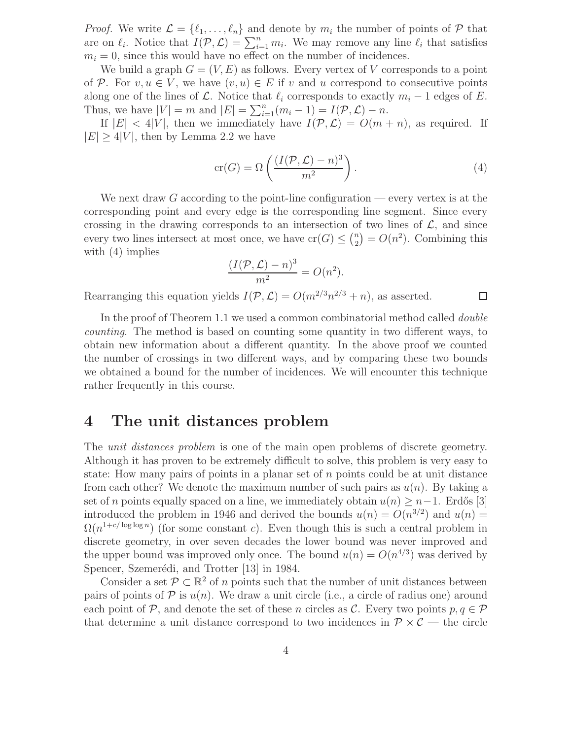*Proof.* We write $\mathcal{L} = \{\ell_1, \ldots, \ell_n\}$ and denote by $m_i$ the number of points of $\mathcal{P}$ that are on $\ell_i$. Notice that $I(\mathcal{P}, \mathcal{L}) = \sum_{i=1}^{n} m_i$. We may remove any line $\ell_i$ that satisfies $m_i = 0$, since this would have no effect on the number of incidences.

We build a graph $G = (V, E)$ as follows. Every vertex of $V$ corresponds to a point of $\mathcal{P}$. For $v, u \in V$, we have $(v, u) \in E$ if $v$ and $u$ correspond to consecutive points along one of the lines of $\mathcal{L}$. Notice that $\ell_i$ corresponds to exactly $m_i - 1$ edges of $E$. Thus, we have $|V| = m$ and $|E| = \sum_{i=1}^{n}(m_i - 1) = I(\mathcal{P}, \mathcal{L}) - n$.

If $|E| < 4|V|$, then we immediately have $I(\mathcal{P}, \mathcal{L}) = O(m + n)$, as required. If $|E| \geq 4|V|$, then by Lemma 2.2 we have

$$\text{cr}(G) = \Omega\left(\frac{(I(\mathcal{P}, \mathcal{L}) - n)^3}{m^2}\right). \tag{4}$$

We next draw $G$ according to the point-line configuration — every vertex is at the corresponding point and every edge is the corresponding line segment. Since every crossing in the drawing corresponds to an intersection of two lines of $\mathcal{L}$, and since every two lines intersect at most once, we have $\text{cr}(G) \leq \binom{n}{2} = O(n^2)$. Combining this with (4) implies

$$\frac{(I(\mathcal{P}, \mathcal{L}) - n)^3}{m^2} = O(n^2).$$

Rearranging this equation yields $I(\mathcal{P}, \mathcal{L}) = O(m^{2/3}n^{2/3} + n)$, as asserted. $\square$

In the proof of Theorem 1.1 we used a common combinatorial method called *double counting*. The method is based on counting some quantity in two different ways, to obtain new information about a different quantity. In the above proof we counted the number of crossings in two different ways, and by comparing these two bounds we obtained a bound for the number of incidences. We will encounter this technique rather frequently in this course.

# 4 The unit distances problem

The *unit distances problem* is one of the main open problems of discrete geometry. Although it has proven to be extremely difficult to solve, this problem is very easy to state: How many pairs of points in a planar set of $n$ points could be at unit distance from each other? We denote the maximum number of such pairs as $u(n)$. By taking a set of $n$ points equally spaced on a line, we immediately obtain $u(n) \geq n-1$. Erdős [3] introduced the problem in 1946 and derived the bounds $u(n) = O(n^{3/2})$ and $u(n) = \Omega(n^{1+c/\log\log n})$ (for some constant $c$). Even though this is such a central problem in discrete geometry, in over seven decades the lower bound was never improved and the upper bound was improved only once. The bound $u(n) = O(n^{4/3})$ was derived by Spencer, Szemerédi, and Trotter [13] in 1984.

Consider a set $\mathcal{P} \subset \mathbb{R}^2$ of $n$ points such that the number of unit distances between pairs of points of $\mathcal{P}$ is $u(n)$. We draw a unit circle (i.e., a circle of radius one) around each point of $\mathcal{P}$, and denote the set of these $n$ circles as $\mathcal{C}$. Every two points $p, q \in \mathcal{P}$ that determine a unit distance correspond to two incidences in $\mathcal{P} \times \mathcal{C}$ — the circle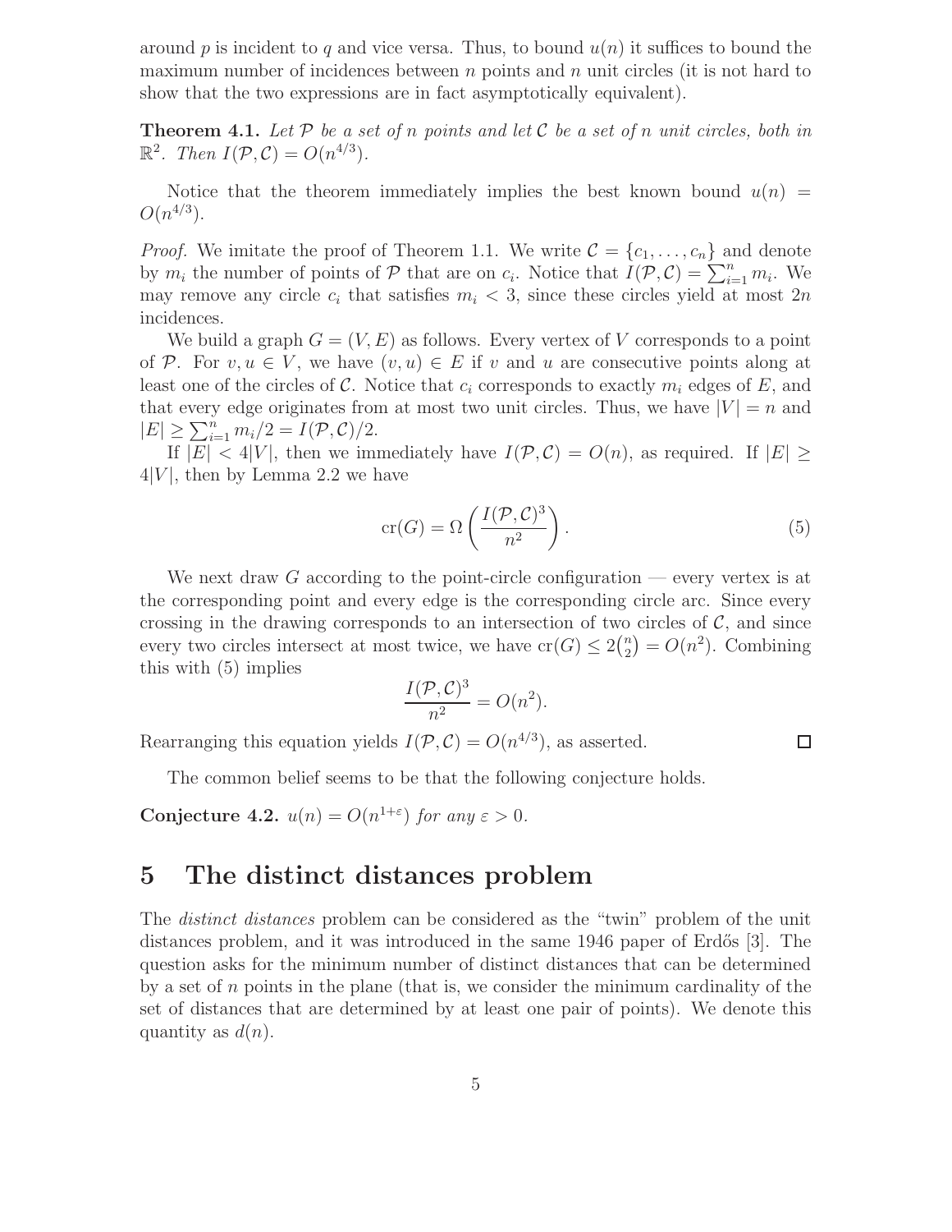around $p$ is incident to $q$ and vice versa. Thus, to bound $u(n)$ it suffices to bound the maximum number of incidences between $n$ points and $n$ unit circles (it is not hard to show that the two expressions are in fact asymptotically equivalent).

**Theorem 4.1.** *Let $\mathcal{P}$ be a set of $n$ points and let $\mathcal{C}$ be a set of $n$ unit circles, both in $\mathbb{R}^2$. Then $I(\mathcal{P}, \mathcal{C}) = O(n^{4/3})$.*

Notice that the theorem immediately implies the best known bound $u(n) = O(n^{4/3})$.

*Proof.* We imitate the proof of Theorem 1.1. We write $\mathcal{C} = \{c_1, \ldots, c_n\}$ and denote by $m_i$ the number of points of $\mathcal{P}$ that are on $c_i$. Notice that $I(\mathcal{P}, \mathcal{C}) = \sum_{i=1}^{n} m_i$. We may remove any circle $c_i$ that satisfies $m_i < 3$, since these circles yield at most $2n$ incidences.

We build a graph $G = (V, E)$ as follows. Every vertex of $V$ corresponds to a point of $\mathcal{P}$. For $v, u \in V$, we have $(v, u) \in E$ if $v$ and $u$ are consecutive points along at least one of the circles of $\mathcal{C}$. Notice that $c_i$ corresponds to exactly $m_i$ edges of $E$, and that every edge originates from at most two unit circles. Thus, we have $|V| = n$ and $|E| \geq \sum_{i=1}^{n} m_i/2 = I(\mathcal{P}, \mathcal{C})/2$.

If $|E| < 4|V|$, then we immediately have $I(\mathcal{P}, \mathcal{C}) = O(n)$, as required. If $|E| \geq 4|V|$, then by Lemma 2.2 we have

$$\text{cr}(G) = \Omega\left(\frac{I(\mathcal{P}, \mathcal{C})^3}{n^2}\right). \tag{5}$$

We next draw $G$ according to the point-circle configuration — every vertex is at the corresponding point and every edge is the corresponding circle arc. Since every crossing in the drawing corresponds to an intersection of two circles of $\mathcal{C}$, and since every two circles intersect at most twice, we have $\text{cr}(G) \leq 2\binom{n}{2} = O(n^2)$. Combining this with (5) implies

$$\frac{I(\mathcal{P}, \mathcal{C})^3}{n^2} = O(n^2).$$

Rearranging this equation yields $I(\mathcal{P}, \mathcal{C}) = O(n^{4/3})$, as asserted. □

The common belief seems to be that the following conjecture holds.

**Conjecture 4.2.** *$u(n) = O(n^{1+\varepsilon})$ for any $\varepsilon > 0$.*

# 5 The distinct distances problem

The *distinct distances* problem can be considered as the "twin" problem of the unit distances problem, and it was introduced in the same 1946 paper of Erdős [3]. The question asks for the minimum number of distinct distances that can be determined by a set of $n$ points in the plane (that is, we consider the minimum cardinality of the set of distances that are determined by at least one pair of points). We denote this quantity as $d(n)$.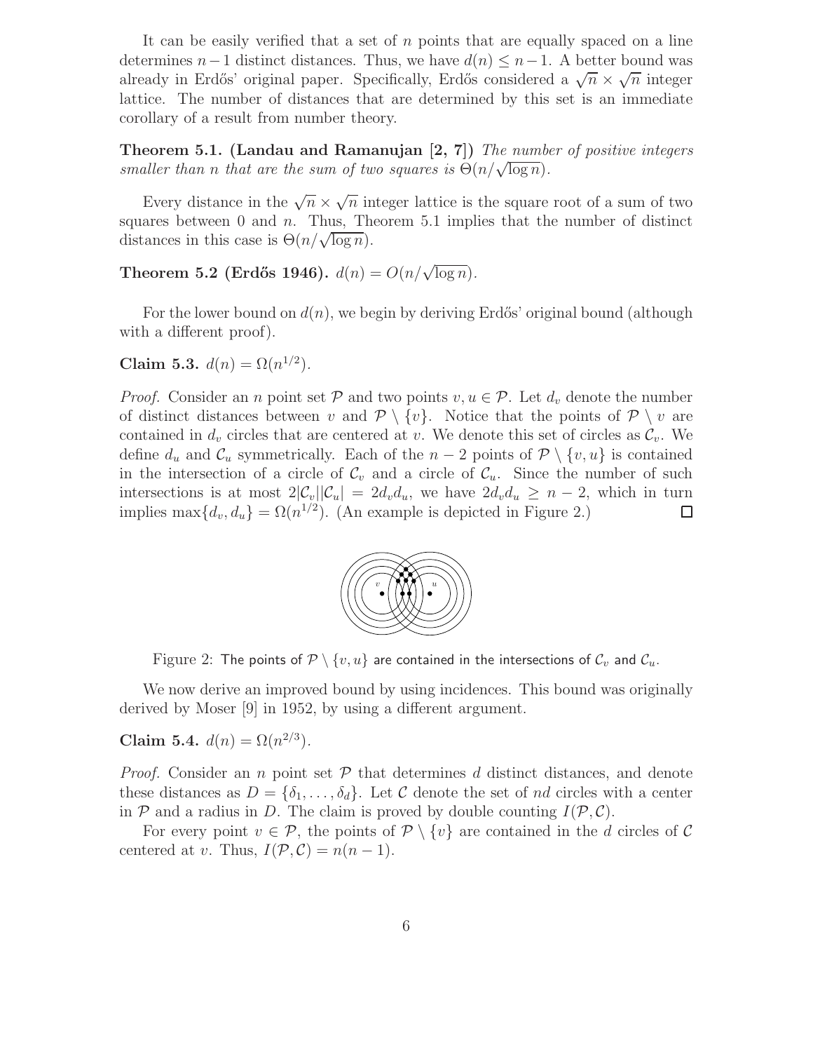It can be easily verified that a set of $n$ points that are equally spaced on a line determines $n-1$ distinct distances. Thus, we have $d(n) \le n-1$. A better bound was already in Erdős' original paper. Specifically, Erdős considered a $\sqrt{n} \times \sqrt{n}$ integer lattice. The number of distances that are determined by this set is an immediate corollary of a result from number theory.

**Theorem 5.1. (Landau and Ramanujan [2, 7])** *The number of positive integers smaller than $n$ that are the sum of two squares is $\Theta(n/\sqrt{\log n})$.*

Every distance in the $\sqrt{n} \times \sqrt{n}$ integer lattice is the square root of a sum of two squares between 0 and $n$. Thus, Theorem 5.1 implies that the number of distinct distances in this case is $\Theta(n/\sqrt{\log n})$.

**Theorem 5.2 (Erdős 1946).** $d(n) = O(n/\sqrt{\log n})$.

For the lower bound on $d(n)$, we begin by deriving Erdős' original bound (although with a different proof).

**Claim 5.3.** $d(n) = \Omega(n^{1/2})$.

*Proof.* Consider an $n$ point set $\mathcal{P}$ and two points $v, u \in \mathcal{P}$. Let $d_v$ denote the number of distinct distances between $v$ and $\mathcal{P} \setminus \{v\}$. Notice that the points of $\mathcal{P} \setminus v$ are contained in $d_v$ circles that are centered at $v$. We denote this set of circles as $\mathcal{C}_v$. We define $d_u$ and $\mathcal{C}_u$ symmetrically. Each of the $n-2$ points of $\mathcal{P} \setminus \{v, u\}$ is contained in the intersection of a circle of $\mathcal{C}_v$ and a circle of $\mathcal{C}_u$. Since the number of such intersections is at most $2|\mathcal{C}_v||\mathcal{C}_u| = 2d_v d_u$, we have $2d_v d_u \ge n-2$, which in turn implies $\max\{d_v, d_u\} = \Omega(n^{1/2})$. (An example is depicted in Figure 2.) ∎

Figure 2: The points of $\mathcal{P} \setminus \{v, u\}$ are contained in the intersections of $\mathcal{C}_v$ and $\mathcal{C}_u$.

We now derive an improved bound by using incidences. This bound was originally derived by Moser [9] in 1952, by using a different argument.

**Claim 5.4.** $d(n) = \Omega(n^{2/3})$.

*Proof.* Consider an $n$ point set $\mathcal{P}$ that determines $d$ distinct distances, and denote these distances as $D = \{\delta_1, \ldots, \delta_d\}$. Let $\mathcal{C}$ denote the set of $nd$ circles with a center in $\mathcal{P}$ and a radius in $D$. The claim is proved by double counting $I(\mathcal{P}, \mathcal{C})$.

For every point $v \in \mathcal{P}$, the points of $\mathcal{P} \setminus \{v\}$ are contained in the $d$ circles of $\mathcal{C}$ centered at $v$. Thus, $I(\mathcal{P}, \mathcal{C}) = n(n-1)$.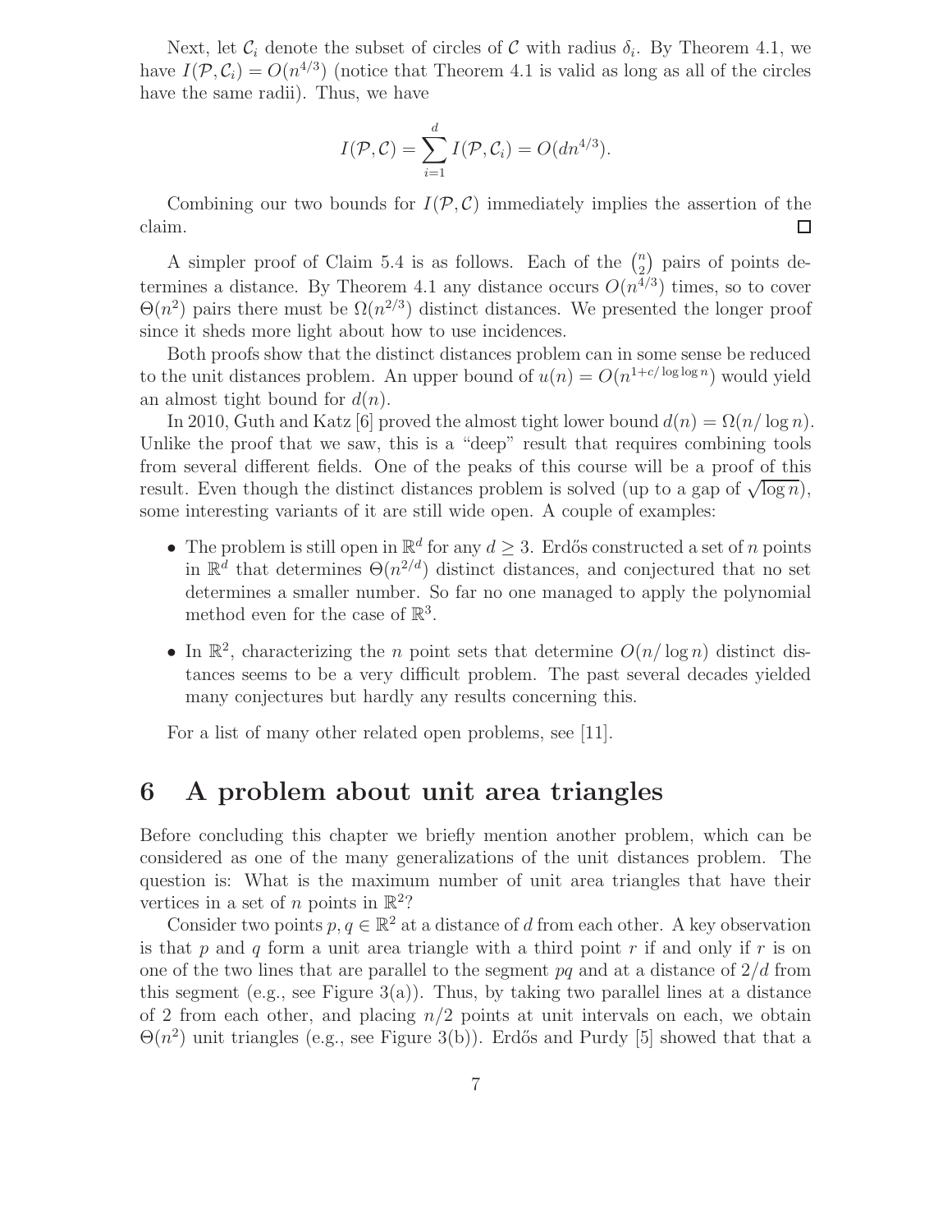Next, let $\mathcal{C}_i$ denote the subset of circles of $\mathcal{C}$ with radius $\delta_i$. By Theorem 4.1, we have $I(\mathcal{P}, \mathcal{C}_i) = O(n^{4/3})$ (notice that Theorem 4.1 is valid as long as all of the circles have the same radii). Thus, we have

$$I(\mathcal{P}, \mathcal{C}) = \sum_{i=1}^{d} I(\mathcal{P}, \mathcal{C}_i) = O(dn^{4/3}).$$

Combining our two bounds for $I(\mathcal{P}, \mathcal{C})$ immediately implies the assertion of the claim. $\square$

A simpler proof of Claim 5.4 is as follows. Each of the $\binom{n}{2}$ pairs of points determines a distance. By Theorem 4.1 any distance occurs $O(n^{4/3})$ times, so to cover $\Theta(n^2)$ pairs there must be $\Omega(n^{2/3})$ distinct distances. We presented the longer proof since it sheds more light about how to use incidences.

Both proofs show that the distinct distances problem can in some sense be reduced to the unit distances problem. An upper bound of $u(n) = O(n^{1+c/\log\log n})$ would yield an almost tight bound for $d(n)$.

In 2010, Guth and Katz [6] proved the almost tight lower bound $d(n) = \Omega(n/\log n)$. Unlike the proof that we saw, this is a "deep" result that requires combining tools from several different fields. One of the peaks of this course will be a proof of this result. Even though the distinct distances problem is solved (up to a gap of $\sqrt{\log n}$), some interesting variants of it are still wide open. A couple of examples:

- The problem is still open in $\mathbb{R}^d$ for any $d \geq 3$. Erdős constructed a set of $n$ points in $\mathbb{R}^d$ that determines $\Theta(n^{2/d})$ distinct distances, and conjectured that no set determines a smaller number. So far no one managed to apply the polynomial method even for the case of $\mathbb{R}^3$.
- In $\mathbb{R}^2$, characterizing the $n$ point sets that determine $O(n/\log n)$ distinct distances seems to be a very difficult problem. The past several decades yielded many conjectures but hardly any results concerning this.

For a list of many other related open problems, see [11].

# 6 A problem about unit area triangles

Before concluding this chapter we briefly mention another problem, which can be considered as one of the many generalizations of the unit distances problem. The question is: What is the maximum number of unit area triangles that have their vertices in a set of $n$ points in $\mathbb{R}^2$?

Consider two points $p, q \in \mathbb{R}^2$ at a distance of $d$ from each other. A key observation is that $p$ and $q$ form a unit area triangle with a third point $r$ if and only if $r$ is on one of the two lines that are parallel to the segment $pq$ and at a distance of $2/d$ from this segment (e.g., see Figure 3(a)). Thus, by taking two parallel lines at a distance of 2 from each other, and placing $n/2$ points at unit intervals on each, we obtain $\Theta(n^2)$ unit triangles (e.g., see Figure 3(b)). Erdős and Purdy [5] showed that that a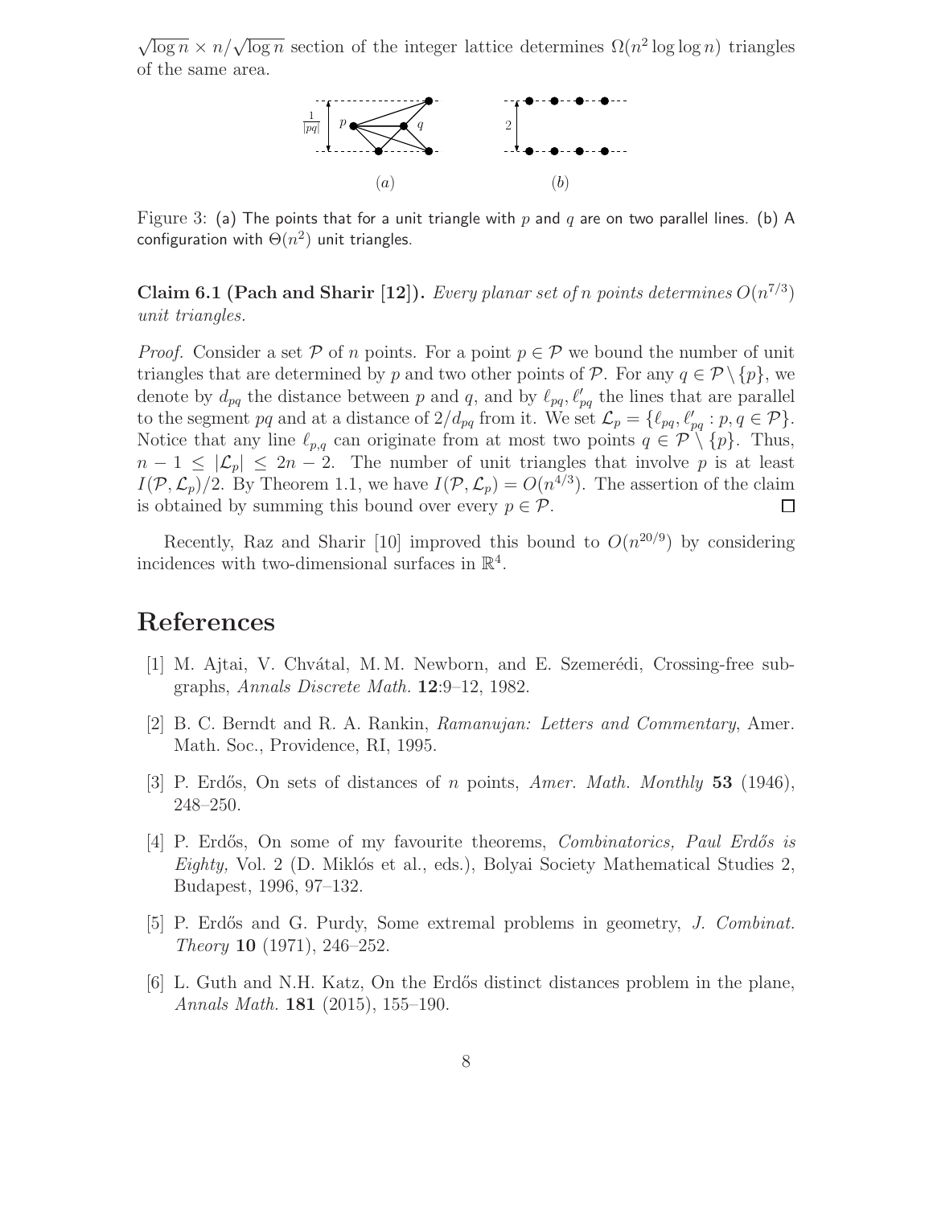$\sqrt{\log n} \times n/\sqrt{\log n}$ section of the integer lattice determines $\Omega(n^2 \log\log n)$ triangles of the same area.

Figure 3: (a) The points that for a unit triangle with $p$ and $q$ are on two parallel lines. (b) A configuration with $\Theta(n^2)$ unit triangles.

**Claim 6.1 (Pach and Sharir [12]).** *Every planar set of $n$ points determines $O(n^{7/3})$ unit triangles.*

*Proof.* Consider a set $\mathcal{P}$ of $n$ points. For a point $p \in \mathcal{P}$ we bound the number of unit triangles that are determined by $p$ and two other points of $\mathcal{P}$. For any $q \in \mathcal{P} \setminus \{p\}$, we denote by $d_{pq}$ the distance between $p$ and $q$, and by $\ell_{pq}, \ell'_{pq}$ the lines that are parallel to the segment $pq$ and at a distance of $2/d_{pq}$ from it. We set $\mathcal{L}_p = \{\ell_{pq}, \ell'_{pq} : p, q \in \mathcal{P}\}$. Notice that any line $\ell_{p,q}$ can originate from at most two points $q \in \mathcal{P} \setminus \{p\}$. Thus, $n - 1 \leq |\mathcal{L}_p| \leq 2n - 2$. The number of unit triangles that involve $p$ is at least $I(\mathcal{P}, \mathcal{L}_p)/2$. By Theorem 1.1, we have $I(\mathcal{P}, \mathcal{L}_p) = O(n^{4/3})$. The assertion of the claim is obtained by summing this bound over every $p \in \mathcal{P}$. $\square$

Recently, Raz and Sharir [10] improved this bound to $O(n^{20/9})$ by considering incidences with two-dimensional surfaces in $\mathbb{R}^4$.

# References

[1] M. Ajtai, V. Chvátal, M. M. Newborn, and E. Szemerédi, Crossing-free subgraphs, *Annals Discrete Math.* **12**:9–12, 1982.

[2] B. C. Berndt and R. A. Rankin, *Ramanujan: Letters and Commentary*, Amer. Math. Soc., Providence, RI, 1995.

[3] P. Erdős, On sets of distances of $n$ points, *Amer. Math. Monthly* **53** (1946), 248–250.

[4] P. Erdős, On some of my favourite theorems, *Combinatorics, Paul Erdős is Eighty,* Vol. 2 (D. Miklós et al., eds.), Bolyai Society Mathematical Studies 2, Budapest, 1996, 97–132.

[5] P. Erdős and G. Purdy, Some extremal problems in geometry, *J. Combinat. Theory* **10** (1971), 246–252.

[6] L. Guth and N.H. Katz, On the Erdős distinct distances problem in the plane, *Annals Math.* **181** (2015), 155–190.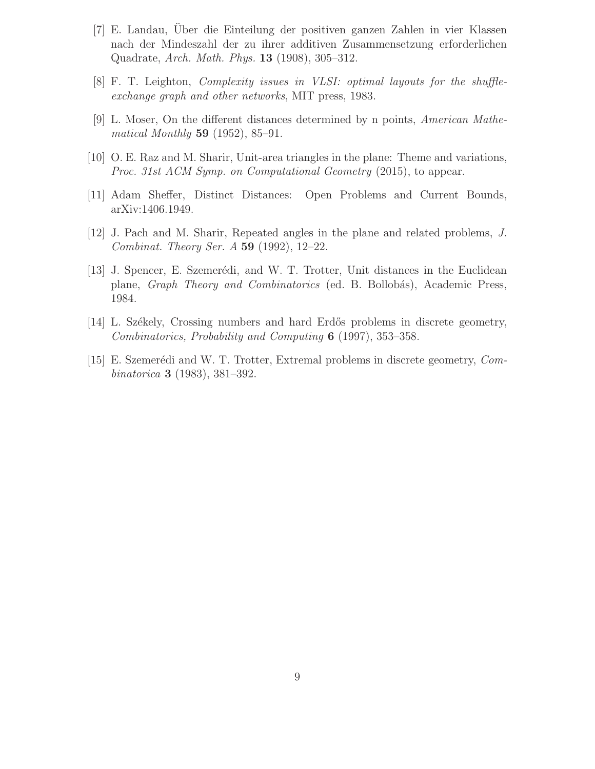[7] E. Landau, Über die Einteilung der positiven ganzen Zahlen in vier Klassen nach der Mindeszahl der zu ihrer additiven Zusammensetzung erforderlichen Quadrate, *Arch. Math. Phys.* **13** (1908), 305–312.

[8] F. T. Leighton, *Complexity issues in VLSI: optimal layouts for the shuffle-exchange graph and other networks*, MIT press, 1983.

[9] L. Moser, On the different distances determined by n points, *American Mathematical Monthly* **59** (1952), 85–91.

[10] O. E. Raz and M. Sharir, Unit-area triangles in the plane: Theme and variations, *Proc. 31st ACM Symp. on Computational Geometry* (2015), to appear.

[11] Adam Sheffer, Distinct Distances: Open Problems and Current Bounds, arXiv:1406.1949.

[12] J. Pach and M. Sharir, Repeated angles in the plane and related problems, *J. Combinat. Theory Ser. A* **59** (1992), 12–22.

[13] J. Spencer, E. Szemerédi, and W. T. Trotter, Unit distances in the Euclidean plane, *Graph Theory and Combinatorics* (ed. B. Bollobás), Academic Press, 1984.

[14] L. Székely, Crossing numbers and hard Erdős problems in discrete geometry, *Combinatorics, Probability and Computing* **6** (1997), 353–358.

[15] E. Szemerédi and W. T. Trotter, Extremal problems in discrete geometry, *Combinatorica* **3** (1983), 381–392.